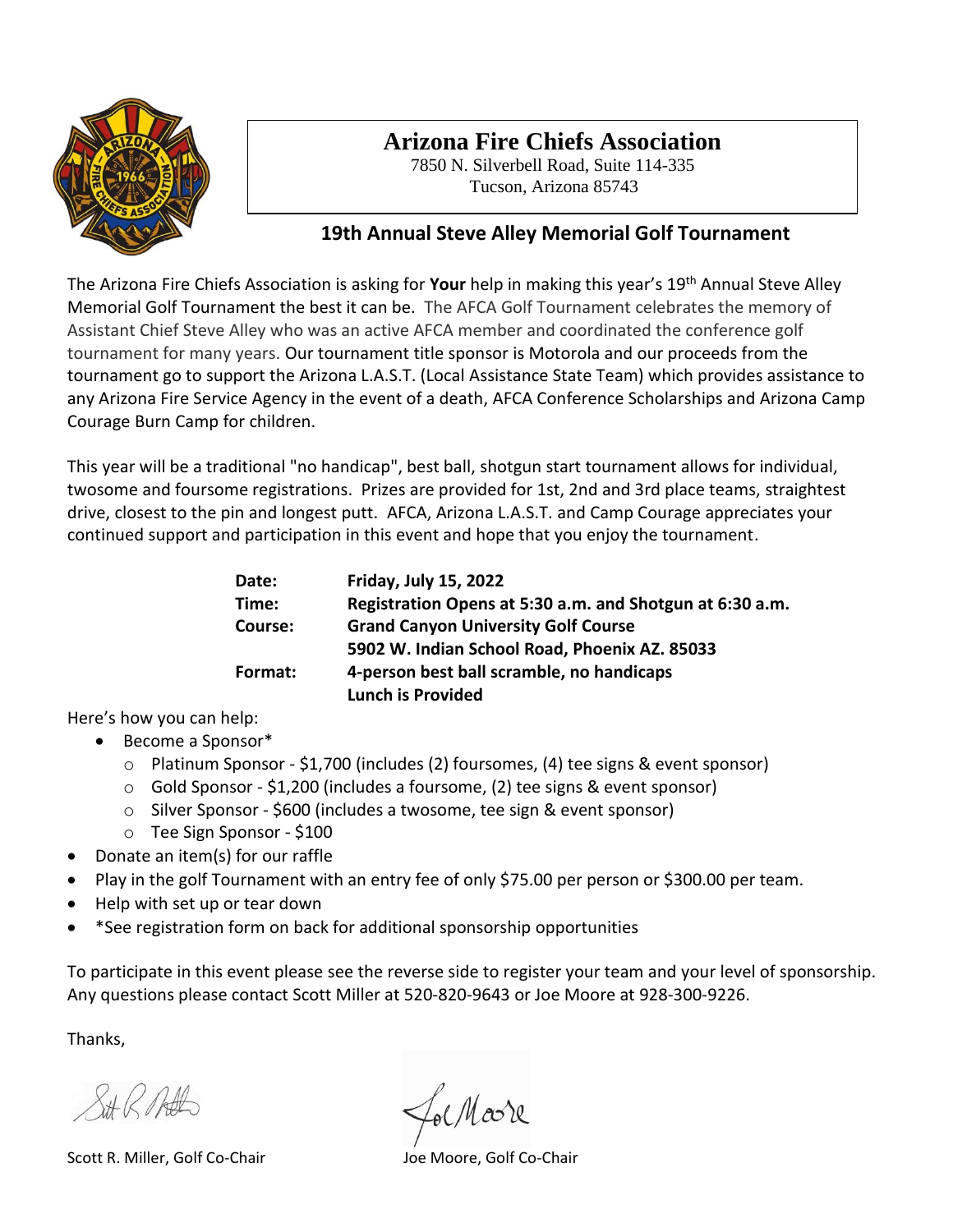# Arizona Fire Chiefs Association

7850 N. Silverbell Road, Suite 114-335
Tucson, Arizona 85743

## 19th Annual Steve Alley Memorial Golf Tournament

The Arizona Fire Chiefs Association is asking for **Your** help in making this year's 19th Annual Steve Alley Memorial Golf Tournament the best it can be. The AFCA Golf Tournament celebrates the memory of Assistant Chief Steve Alley who was an active AFCA member and coordinated the conference golf tournament for many years. Our tournament title sponsor is Motorola and our proceeds from the tournament go to support the Arizona L.A.S.T. (Local Assistance State Team) which provides assistance to any Arizona Fire Service Agency in the event of a death, AFCA Conference Scholarships and Arizona Camp Courage Burn Camp for children.

This year will be a traditional "no handicap", best ball, shotgun start tournament allows for individual, twosome and foursome registrations. Prizes are provided for 1st, 2nd and 3rd place teams, straightest drive, closest to the pin and longest putt. AFCA, Arizona L.A.S.T. and Camp Courage appreciates your continued support and participation in this event and hope that you enjoy the tournament.

| | |
|---|---|
| **Date:** | **Friday, July 15, 2022** |
| **Time:** | **Registration Opens at 5:30 a.m. and Shotgun at 6:30 a.m.** |
| **Course:** | **Grand Canyon University Golf Course** |
| | **5902 W. Indian School Road, Phoenix AZ. 85033** |
| **Format:** | **4-person best ball scramble, no handicaps** |
| | **Lunch is Provided** |

Here's how you can help:

- Become a Sponsor*
  - Platinum Sponsor - $1,700 (includes (2) foursomes, (4) tee signs & event sponsor)
  - Gold Sponsor - $1,200 (includes a foursome, (2) tee signs & event sponsor)
  - Silver Sponsor - $600 (includes a twosome, tee sign & event sponsor)
  - Tee Sign Sponsor - $100
- Donate an item(s) for our raffle
- Play in the golf Tournament with an entry fee of only $75.00 per person or $300.00 per team.
- Help with set up or tear down
- *See registration form on back for additional sponsorship opportunities

To participate in this event please see the reverse side to register your team and your level of sponsorship. Any questions please contact Scott Miller at 520-820-9643 or Joe Moore at 928-300-9226.

Thanks,

Scott R. Miller, Golf Co-Chair

Joe Moore, Golf Co-Chair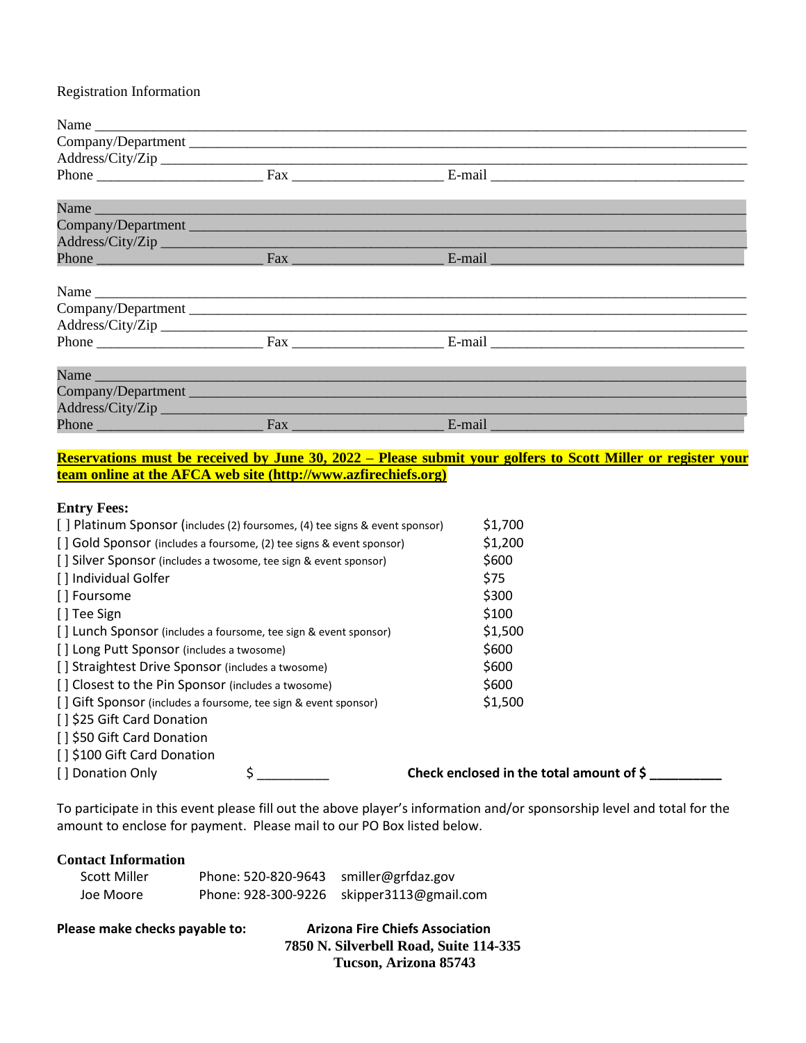Registration Information

Name ______________________________________________________________________________
Company/Department _________________________________________________________________
Address/City/Zip ____________________________________________________________________
Phone ______________________ Fax ____________________ E-mail __________________________________

Name ______________________________________________________________________________
Company/Department _________________________________________________________________
Address/City/Zip ____________________________________________________________________
Phone ______________________ Fax ____________________ E-mail __________________________________

Name ______________________________________________________________________________
Company/Department _________________________________________________________________
Address/City/Zip ____________________________________________________________________
Phone ______________________ Fax ____________________ E-mail __________________________________

Name ______________________________________________________________________________
Company/Department _________________________________________________________________
Address/City/Zip ____________________________________________________________________
Phone ______________________ Fax ____________________ E-mail __________________________________

**Reservations must be received by June 30, 2022 – Please submit your golfers to Scott Miller or register your team online at the AFCA web site (http://www.azfirechiefs.org)**

**Entry Fees:**

| | |
|---|---|
| [ ] Platinum Sponsor (includes (2) foursomes, (4) tee signs & event sponsor) | $1,700 |
| [ ] Gold Sponsor (includes a foursome, (2) tee signs & event sponsor) | $1,200 |
| [ ] Silver Sponsor (includes a twosome, tee sign & event sponsor) | $600 |
| [ ] Individual Golfer | $75 |
| [ ] Foursome | $300 |
| [ ] Tee Sign | $100 |
| [ ] Lunch Sponsor (includes a foursome, tee sign & event sponsor) | $1,500 |
| [ ] Long Putt Sponsor (includes a twosome) | $600 |
| [ ] Straightest Drive Sponsor (includes a twosome) | $600 |
| [ ] Closest to the Pin Sponsor (includes a twosome) | $600 |
| [ ] Gift Sponsor (includes a foursome, tee sign & event sponsor) | $1,500 |
| [ ] $25 Gift Card Donation | |
| [ ] $50 Gift Card Donation | |
| [ ] $100 Gift Card Donation | |

[ ] Donation Only $ __________ **Check enclosed in the total amount of $ __________**

To participate in this event please fill out the above player's information and/or sponsorship level and total for the amount to enclose for payment. Please mail to our PO Box listed below.

**Contact Information**

| | | |
|---|---|---|
| Scott Miller | Phone: 520-820-9643 | smiller@grfdaz.gov |
| Joe Moore | Phone: 928-300-9226 | skipper3113@gmail.com |

**Please make checks payable to:** **Arizona Fire Chiefs Association**
**7850 N. Silverbell Road, Suite 114-335**
**Tucson, Arizona 85743**